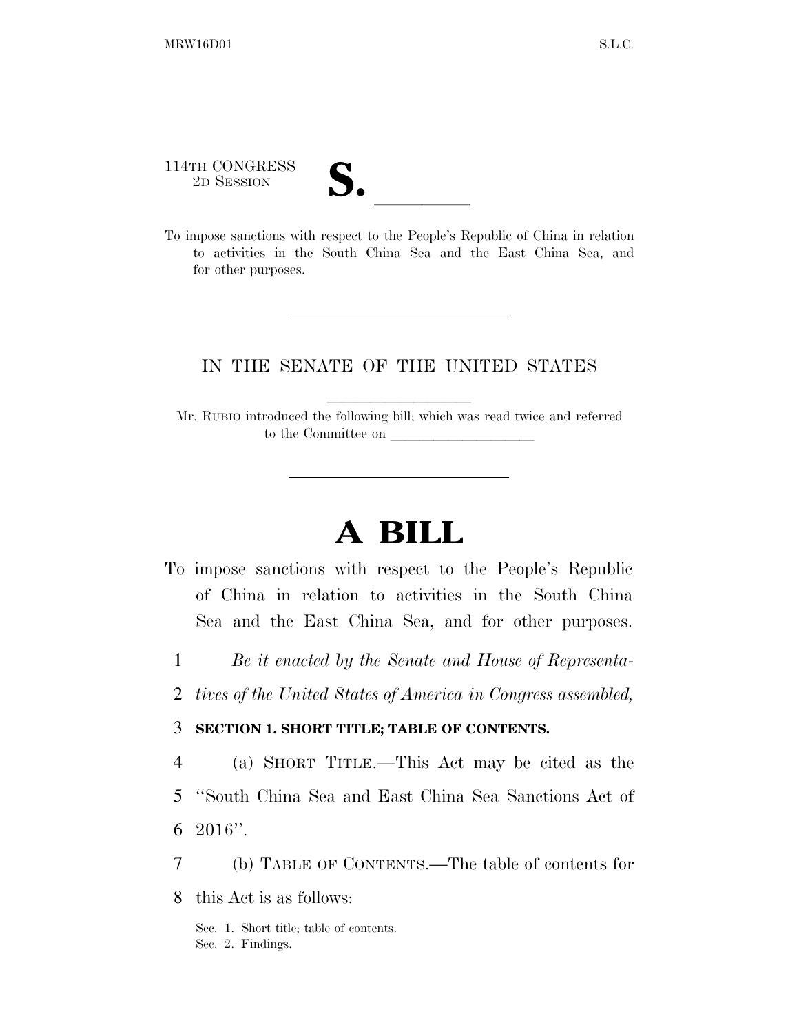114TH CONGRESS
2D SESSION

# S. \_\_\_\_\_\_

To impose sanctions with respect to the People's Republic of China in relation to activities in the South China Sea and the East China Sea, and for other purposes.

---

IN THE SENATE OF THE UNITED STATES

Mr. RUBIO introduced the following bill; which was read twice and referred to the Committee on \_\_\_\_\_\_\_\_\_\_\_\_\_\_\_\_\_\_\_\_

---

# A BILL

To impose sanctions with respect to the People's Republic of China in relation to activities in the South China Sea and the East China Sea, and for other purposes.

*Be it enacted by the Senate and House of Representatives of the United States of America in Congress assembled,*

**SECTION 1. SHORT TITLE; TABLE OF CONTENTS.**

(a) SHORT TITLE.—This Act may be cited as the "South China Sea and East China Sea Sanctions Act of 2016".

(b) TABLE OF CONTENTS.—The table of contents for this Act is as follows:

Sec. 1. Short title; table of contents.
Sec. 2. Findings.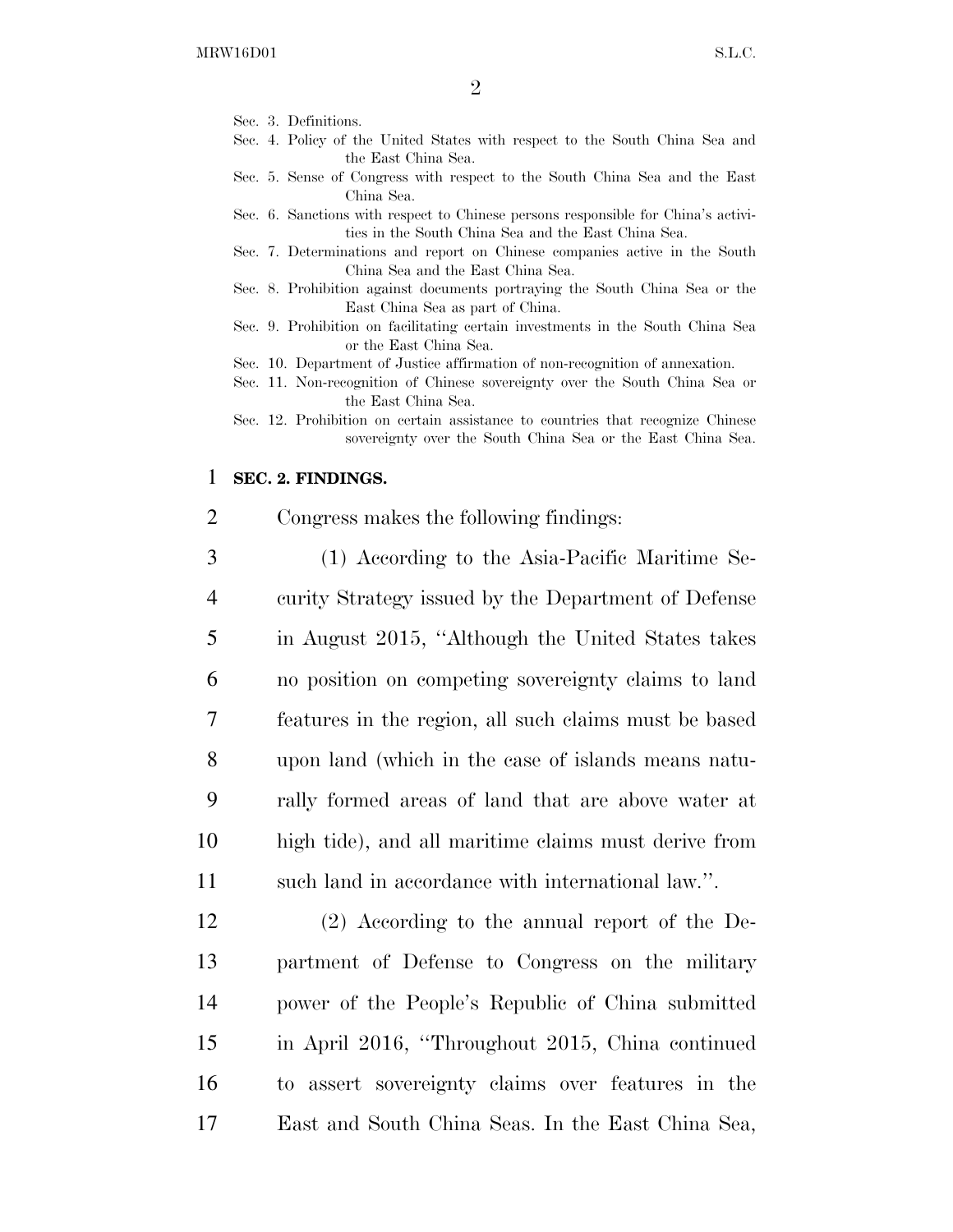Sec. 3. Definitions.
Sec. 4. Policy of the United States with respect to the South China Sea and the East China Sea.
Sec. 5. Sense of Congress with respect to the South China Sea and the East China Sea.
Sec. 6. Sanctions with respect to Chinese persons responsible for China's activities in the South China Sea and the East China Sea.
Sec. 7. Determinations and report on Chinese companies active in the South China Sea and the East China Sea.
Sec. 8. Prohibition against documents portraying the South China Sea or the East China Sea as part of China.
Sec. 9. Prohibition on facilitating certain investments in the South China Sea or the East China Sea.
Sec. 10. Department of Justice affirmation of non-recognition of annexation.
Sec. 11. Non-recognition of Chinese sovereignty over the South China Sea or the East China Sea.
Sec. 12. Prohibition on certain assistance to countries that recognize Chinese sovereignty over the South China Sea or the East China Sea.

**SEC. 2. FINDINGS.**

Congress makes the following findings:

(1) According to the Asia-Pacific Maritime Security Strategy issued by the Department of Defense in August 2015, ''Although the United States takes no position on competing sovereignty claims to land features in the region, all such claims must be based upon land (which in the case of islands means naturally formed areas of land that are above water at high tide), and all maritime claims must derive from such land in accordance with international law.''.

(2) According to the annual report of the Department of Defense to Congress on the military power of the People's Republic of China submitted in April 2016, ''Throughout 2015, China continued to assert sovereignty claims over features in the East and South China Seas. In the East China Sea,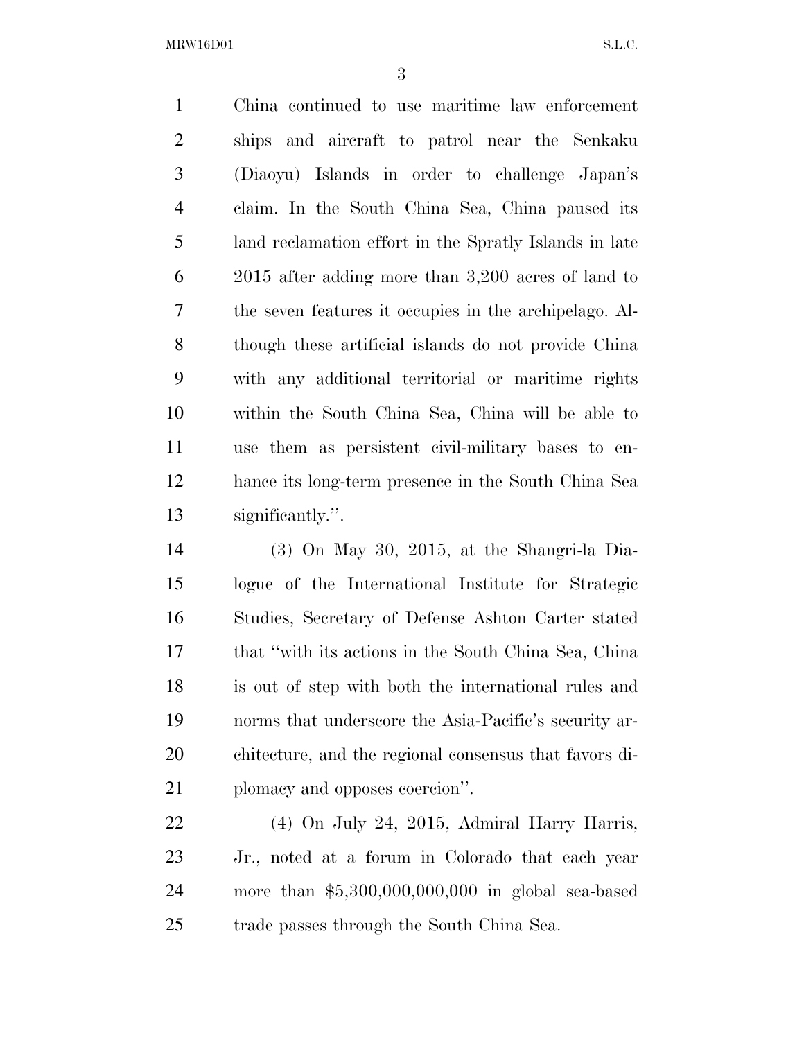China continued to use maritime law enforcement ships and aircraft to patrol near the Senkaku (Diaoyu) Islands in order to challenge Japan's claim. In the South China Sea, China paused its land reclamation effort in the Spratly Islands in late 2015 after adding more than 3,200 acres of land to the seven features it occupies in the archipelago. Although these artificial islands do not provide China with any additional territorial or maritime rights within the South China Sea, China will be able to use them as persistent civil-military bases to enhance its long-term presence in the South China Sea significantly.''.

(3) On May 30, 2015, at the Shangri-la Dialogue of the International Institute for Strategic Studies, Secretary of Defense Ashton Carter stated that ''with its actions in the South China Sea, China is out of step with both the international rules and norms that underscore the Asia-Pacific's security architecture, and the regional consensus that favors diplomacy and opposes coercion''.

(4) On July 24, 2015, Admiral Harry Harris, Jr., noted at a forum in Colorado that each year more than $5,300,000,000,000 in global sea-based trade passes through the South China Sea.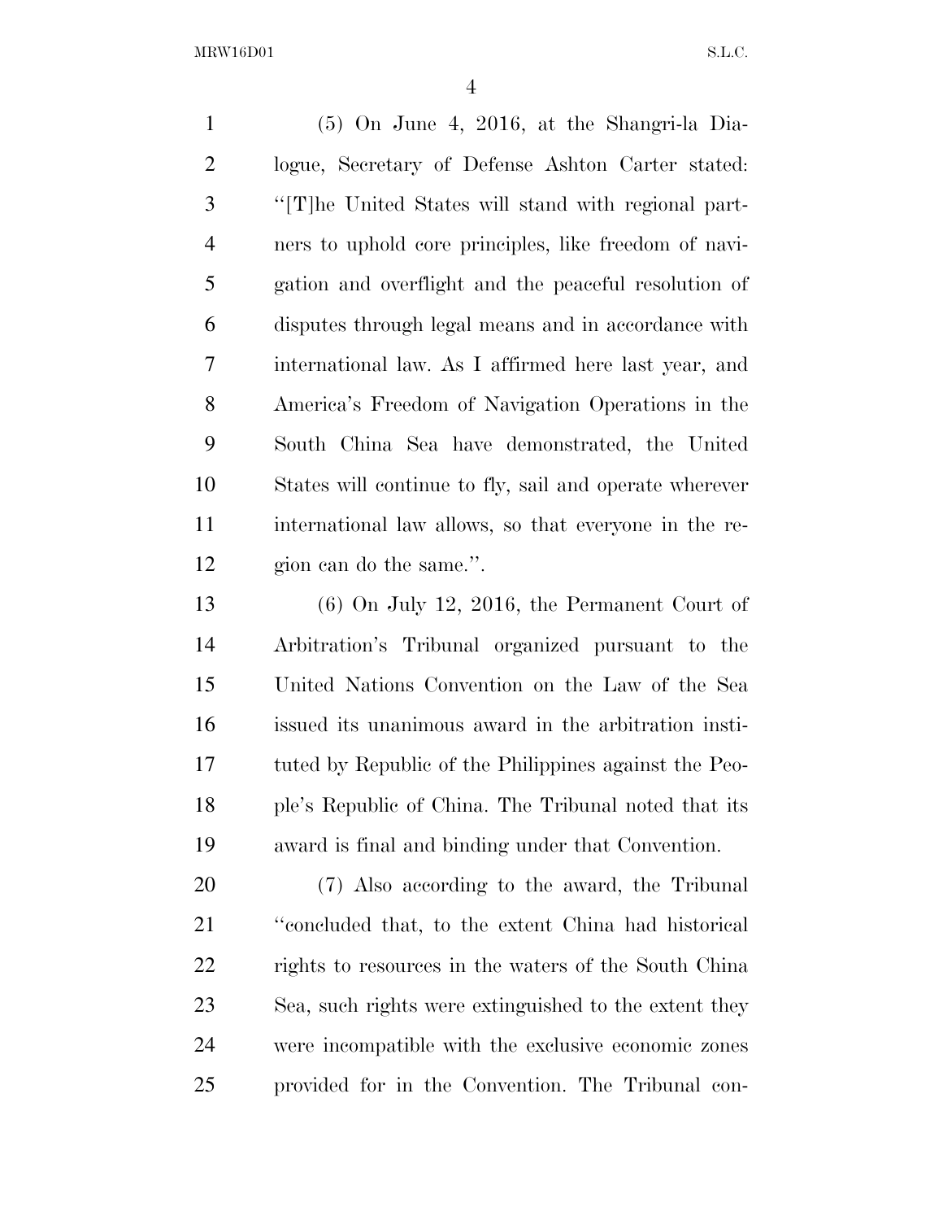(5) On June 4, 2016, at the Shangri-la Dialogue, Secretary of Defense Ashton Carter stated: "[T]he United States will stand with regional partners to uphold core principles, like freedom of navigation and overflight and the peaceful resolution of disputes through legal means and in accordance with international law. As I affirmed here last year, and America's Freedom of Navigation Operations in the South China Sea have demonstrated, the United States will continue to fly, sail and operate wherever international law allows, so that everyone in the region can do the same.".

(6) On July 12, 2016, the Permanent Court of Arbitration's Tribunal organized pursuant to the United Nations Convention on the Law of the Sea issued its unanimous award in the arbitration instituted by Republic of the Philippines against the People's Republic of China. The Tribunal noted that its award is final and binding under that Convention.

(7) Also according to the award, the Tribunal "concluded that, to the extent China had historical rights to resources in the waters of the South China Sea, such rights were extinguished to the extent they were incompatible with the exclusive economic zones provided for in the Convention. The Tribunal con-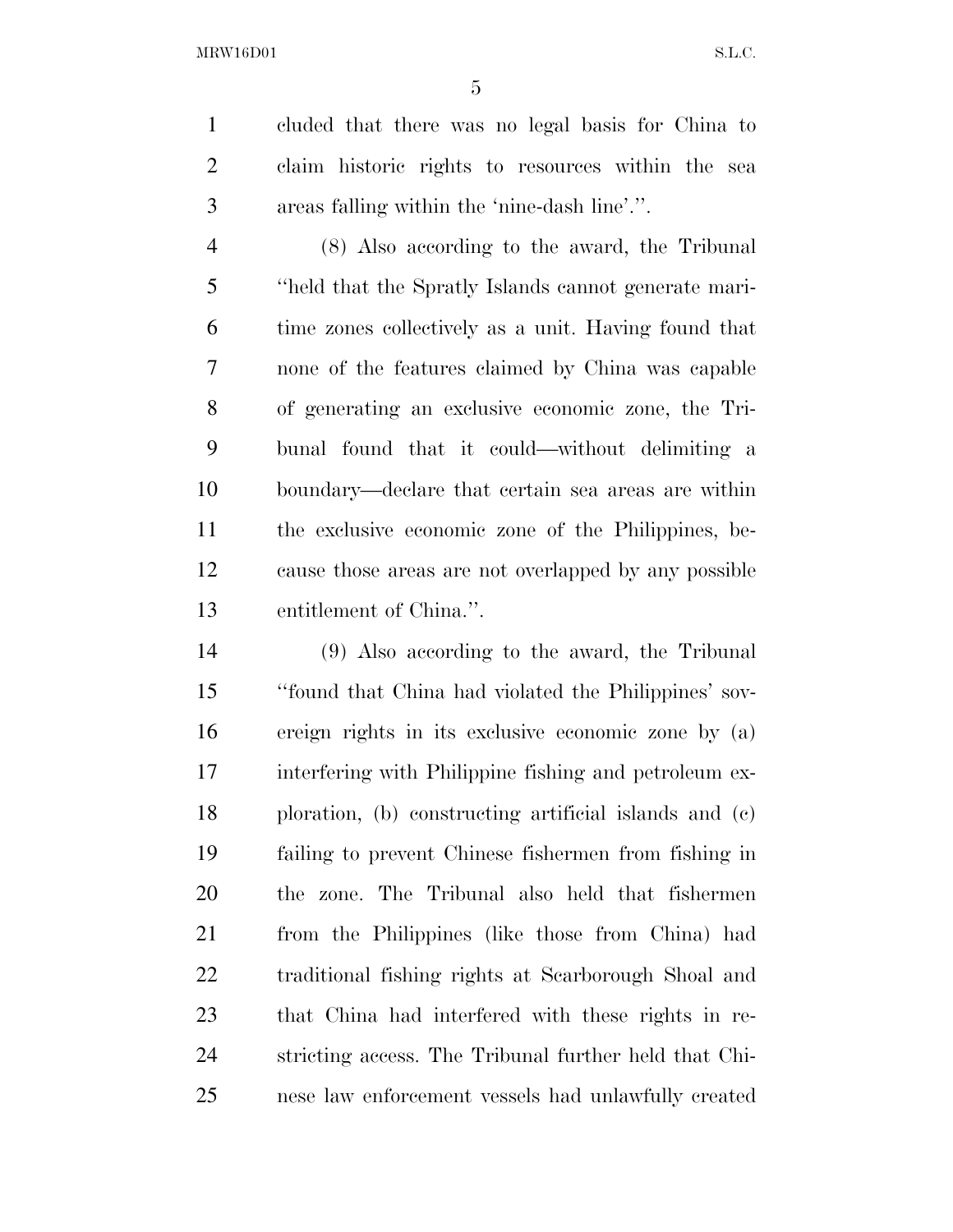cluded that there was no legal basis for China to claim historic rights to resources within the sea areas falling within the 'nine-dash line'.''.

(8) Also according to the award, the Tribunal ''held that the Spratly Islands cannot generate maritime zones collectively as a unit. Having found that none of the features claimed by China was capable of generating an exclusive economic zone, the Tribunal found that it could—without delimiting a boundary—declare that certain sea areas are within the exclusive economic zone of the Philippines, because those areas are not overlapped by any possible entitlement of China.''.

(9) Also according to the award, the Tribunal ''found that China had violated the Philippines' sovereign rights in its exclusive economic zone by (a) interfering with Philippine fishing and petroleum exploration, (b) constructing artificial islands and (c) failing to prevent Chinese fishermen from fishing in the zone. The Tribunal also held that fishermen from the Philippines (like those from China) had traditional fishing rights at Scarborough Shoal and that China had interfered with these rights in restricting access. The Tribunal further held that Chinese law enforcement vessels had unlawfully created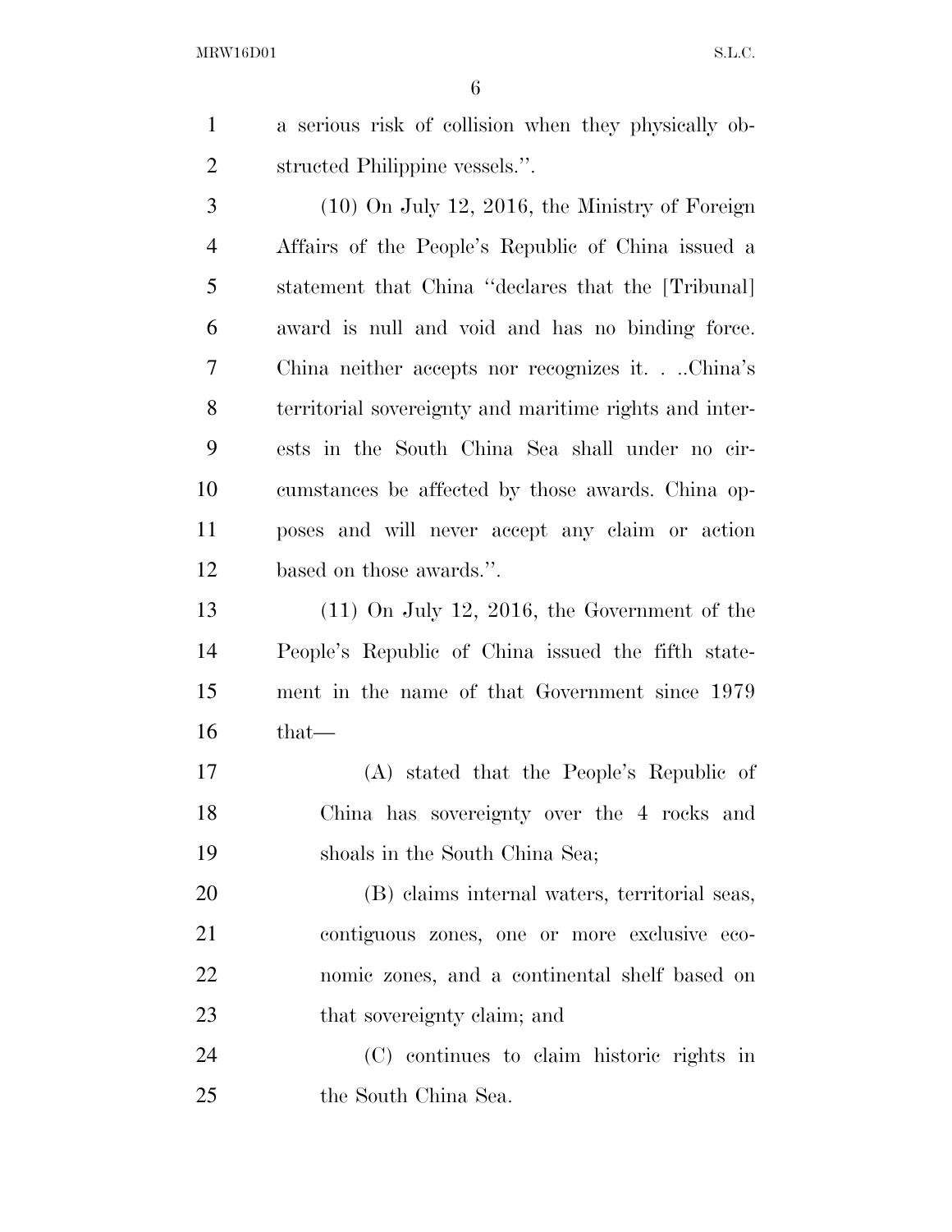a serious risk of collision when they physically obstructed Philippine vessels.''.

(10) On July 12, 2016, the Ministry of Foreign Affairs of the People's Republic of China issued a statement that China ''declares that the [Tribunal] award is null and void and has no binding force. China neither accepts nor recognizes it. . ..China's territorial sovereignty and maritime rights and interests in the South China Sea shall under no circumstances be affected by those awards. China opposes and will never accept any claim or action based on those awards.''.

(11) On July 12, 2016, the Government of the People's Republic of China issued the fifth statement in the name of that Government since 1979 that—

(A) stated that the People's Republic of China has sovereignty over the 4 rocks and shoals in the South China Sea;

(B) claims internal waters, territorial seas, contiguous zones, one or more exclusive economic zones, and a continental shelf based on that sovereignty claim; and

(C) continues to claim historic rights in the South China Sea.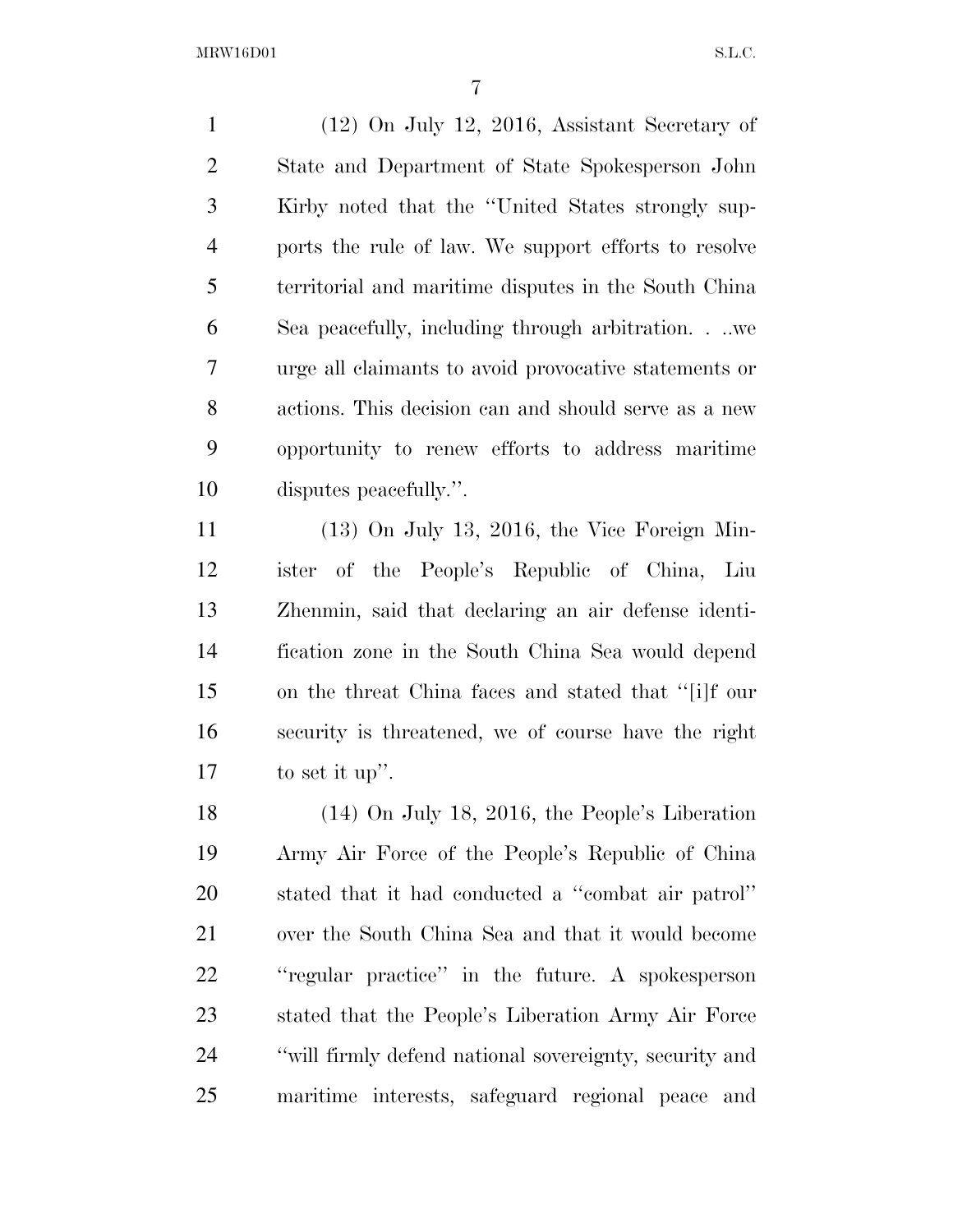(12) On July 12, 2016, Assistant Secretary of State and Department of State Spokesperson John Kirby noted that the ''United States strongly supports the rule of law. We support efforts to resolve territorial and maritime disputes in the South China Sea peacefully, including through arbitration. . ..we urge all claimants to avoid provocative statements or actions. This decision can and should serve as a new opportunity to renew efforts to address maritime disputes peacefully.''.

(13) On July 13, 2016, the Vice Foreign Minister of the People's Republic of China, Liu Zhenmin, said that declaring an air defense identification zone in the South China Sea would depend on the threat China faces and stated that ''[i]f our security is threatened, we of course have the right to set it up''.

(14) On July 18, 2016, the People's Liberation Army Air Force of the People's Republic of China stated that it had conducted a ''combat air patrol'' over the South China Sea and that it would become ''regular practice'' in the future. A spokesperson stated that the People's Liberation Army Air Force ''will firmly defend national sovereignty, security and maritime interests, safeguard regional peace and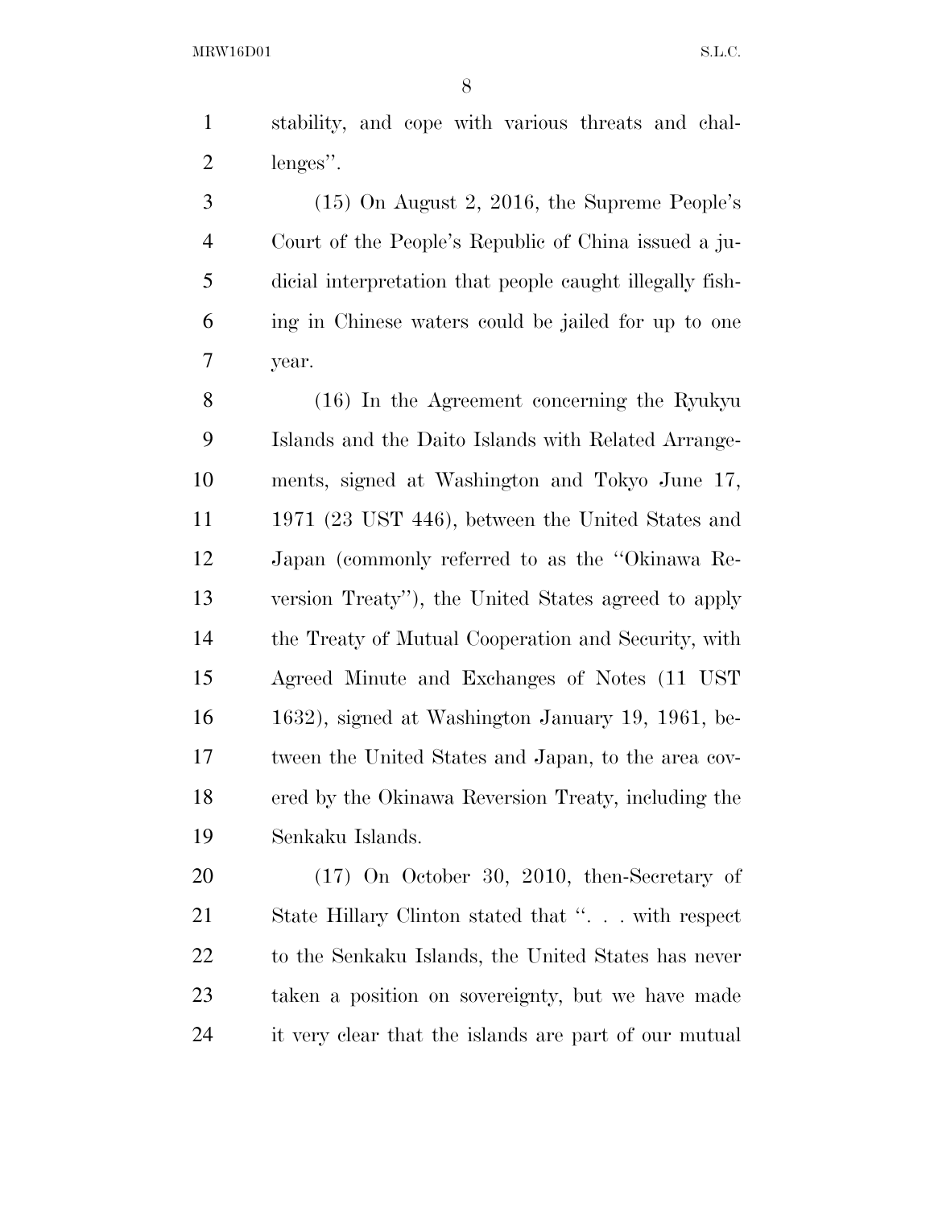stability, and cope with various threats and challenges''.

(15) On August 2, 2016, the Supreme People's Court of the People's Republic of China issued a judicial interpretation that people caught illegally fishing in Chinese waters could be jailed for up to one year.

(16) In the Agreement concerning the Ryukyu Islands and the Daito Islands with Related Arrangements, signed at Washington and Tokyo June 17, 1971 (23 UST 446), between the United States and Japan (commonly referred to as the ''Okinawa Reversion Treaty''), the United States agreed to apply the Treaty of Mutual Cooperation and Security, with Agreed Minute and Exchanges of Notes (11 UST 1632), signed at Washington January 19, 1961, between the United States and Japan, to the area covered by the Okinawa Reversion Treaty, including the Senkaku Islands.

(17) On October 30, 2010, then-Secretary of State Hillary Clinton stated that ''. . . with respect to the Senkaku Islands, the United States has never taken a position on sovereignty, but we have made it very clear that the islands are part of our mutual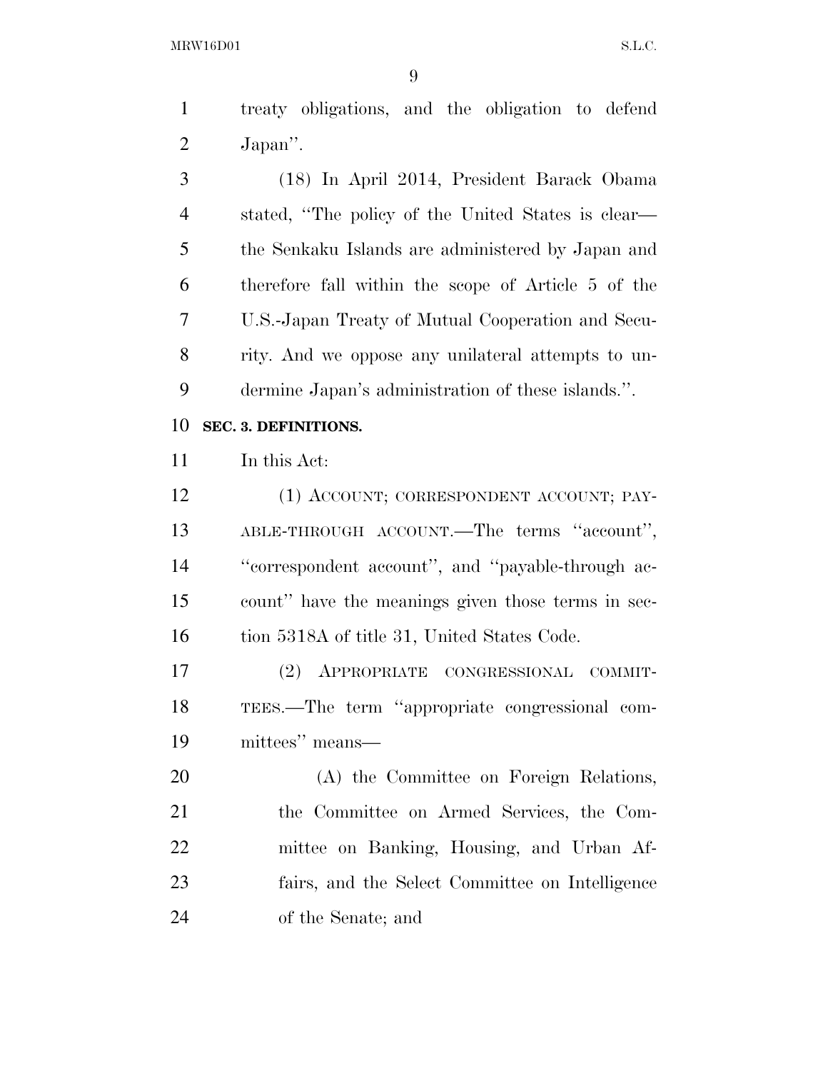treaty obligations, and the obligation to defend Japan''.

(18) In April 2014, President Barack Obama stated, ''The policy of the United States is clear—the Senkaku Islands are administered by Japan and therefore fall within the scope of Article 5 of the U.S.-Japan Treaty of Mutual Cooperation and Security. And we oppose any unilateral attempts to undermine Japan's administration of these islands.''.

**SEC. 3. DEFINITIONS.**

In this Act:

(1) ACCOUNT; CORRESPONDENT ACCOUNT; PAYABLE-THROUGH ACCOUNT.—The terms ''account'', ''correspondent account'', and ''payable-through account'' have the meanings given those terms in section 5318A of title 31, United States Code.

(2) APPROPRIATE CONGRESSIONAL COMMITTEES.—The term ''appropriate congressional committees'' means—

(A) the Committee on Foreign Relations, the Committee on Armed Services, the Committee on Banking, Housing, and Urban Affairs, and the Select Committee on Intelligence of the Senate; and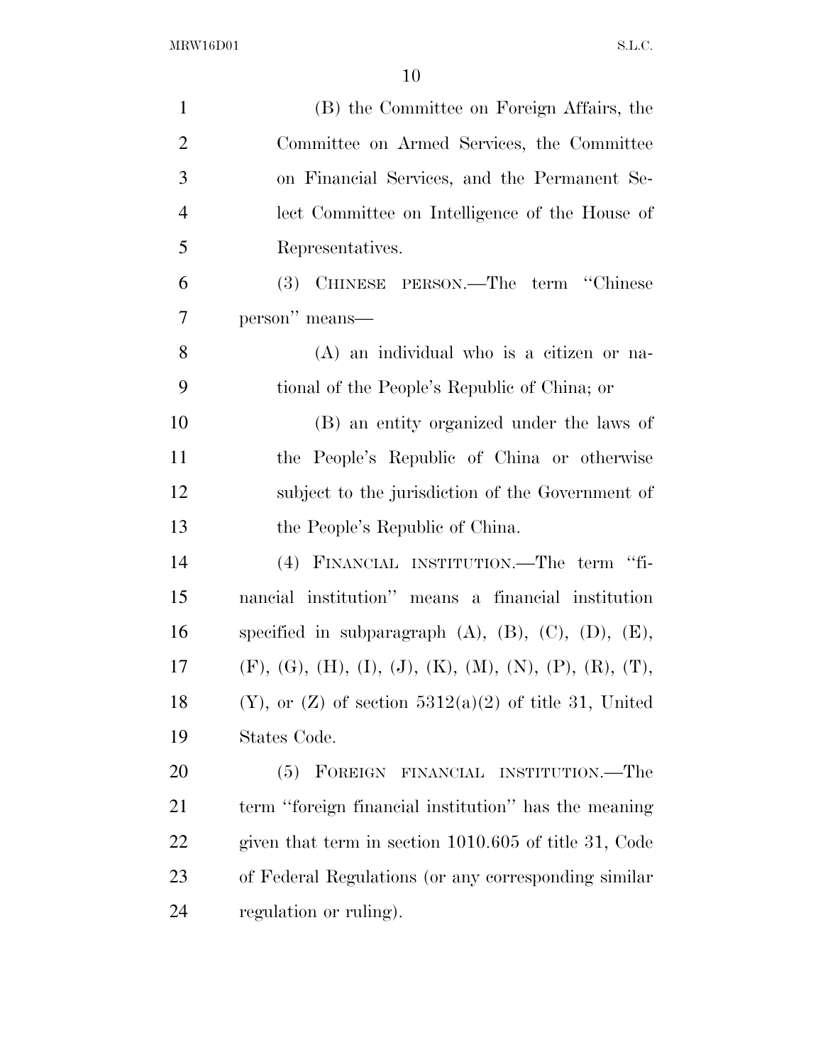(B) the Committee on Foreign Affairs, the Committee on Armed Services, the Committee on Financial Services, and the Permanent Select Committee on Intelligence of the House of Representatives.

(3) CHINESE PERSON.—The term "Chinese person" means—

(A) an individual who is a citizen or national of the People's Republic of China; or

(B) an entity organized under the laws of the People's Republic of China or otherwise subject to the jurisdiction of the Government of the People's Republic of China.

(4) FINANCIAL INSTITUTION.—The term "financial institution" means a financial institution specified in subparagraph (A), (B), (C), (D), (E), (F), (G), (H), (I), (J), (K), (M), (N), (P), (R), (T), (Y), or (Z) of section 5312(a)(2) of title 31, United States Code.

(5) FOREIGN FINANCIAL INSTITUTION.—The term "foreign financial institution" has the meaning given that term in section 1010.605 of title 31, Code of Federal Regulations (or any corresponding similar regulation or ruling).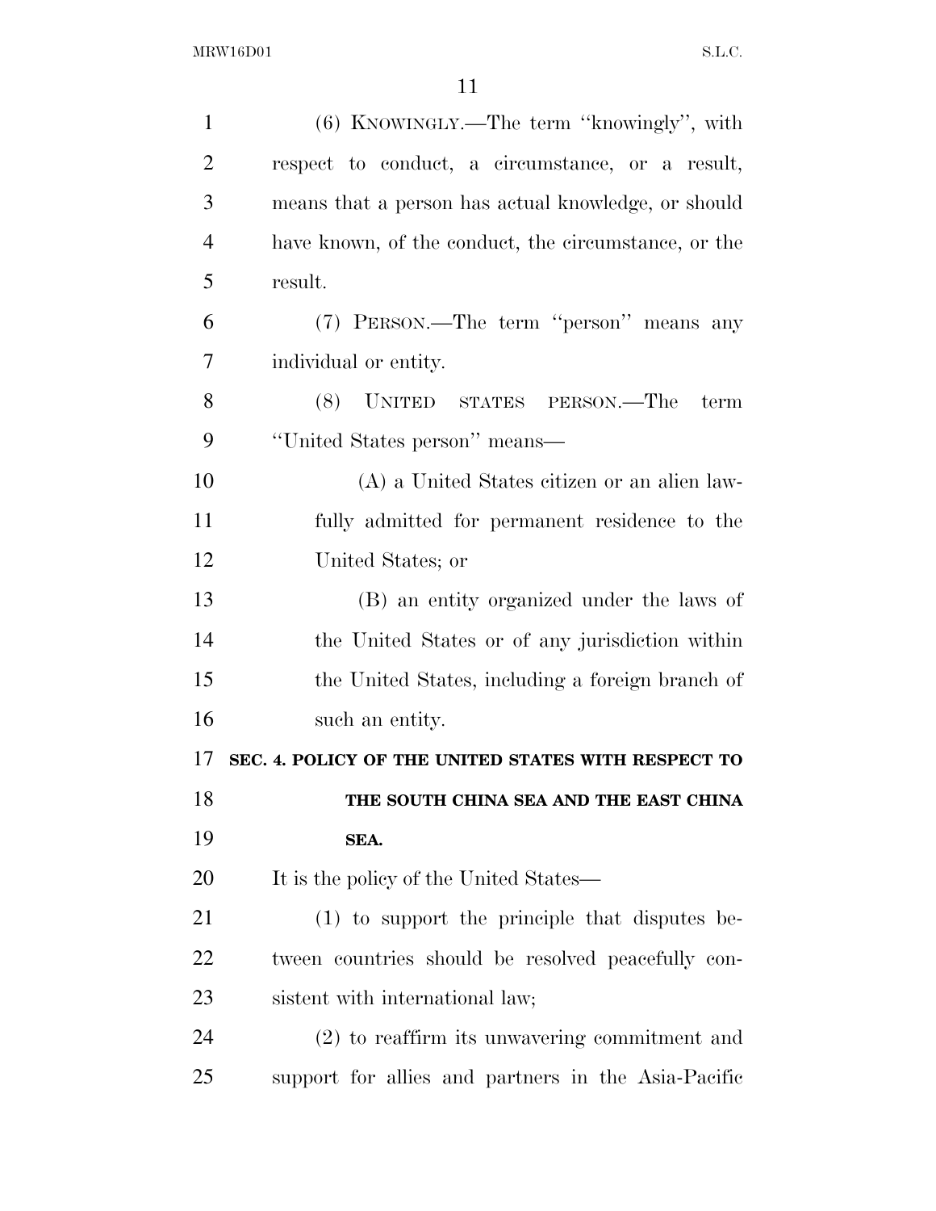(6) KNOWINGLY.—The term ''knowingly'', with respect to conduct, a circumstance, or a result, means that a person has actual knowledge, or should have known, of the conduct, the circumstance, or the result.

(7) PERSON.—The term ''person'' means any individual or entity.

(8) UNITED STATES PERSON.—The term ''United States person'' means—

(A) a United States citizen or an alien lawfully admitted for permanent residence to the United States; or

(B) an entity organized under the laws of the United States or of any jurisdiction within the United States, including a foreign branch of such an entity.

**SEC. 4. POLICY OF THE UNITED STATES WITH RESPECT TO THE SOUTH CHINA SEA AND THE EAST CHINA SEA.**

It is the policy of the United States—

(1) to support the principle that disputes between countries should be resolved peacefully consistent with international law;

(2) to reaffirm its unwavering commitment and support for allies and partners in the Asia-Pacific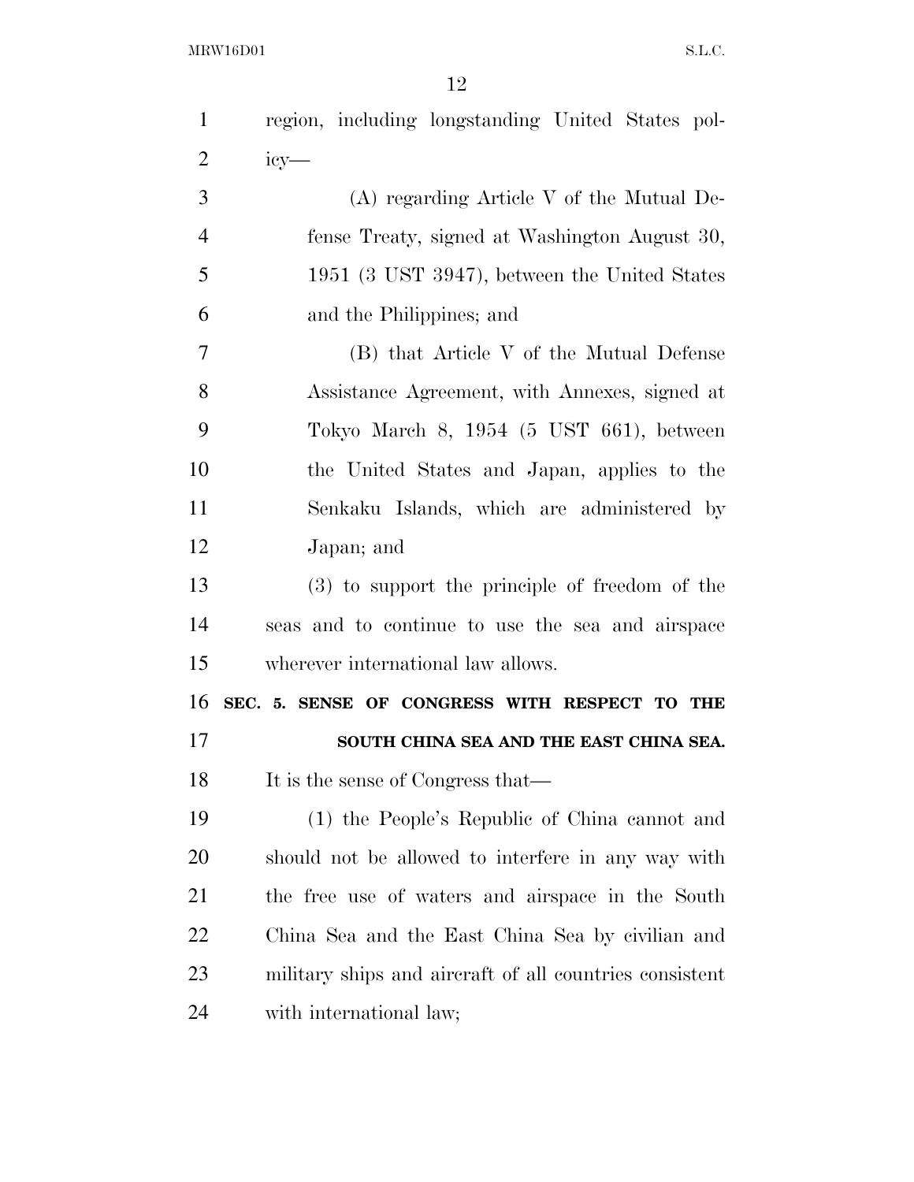region, including longstanding United States policy—

(A) regarding Article V of the Mutual Defense Treaty, signed at Washington August 30, 1951 (3 UST 3947), between the United States and the Philippines; and

(B) that Article V of the Mutual Defense Assistance Agreement, with Annexes, signed at Tokyo March 8, 1954 (5 UST 661), between the United States and Japan, applies to the Senkaku Islands, which are administered by Japan; and

(3) to support the principle of freedom of the seas and to continue to use the sea and airspace wherever international law allows.

**SEC. 5. SENSE OF CONGRESS WITH RESPECT TO THE SOUTH CHINA SEA AND THE EAST CHINA SEA.**

It is the sense of Congress that—

(1) the People's Republic of China cannot and should not be allowed to interfere in any way with the free use of waters and airspace in the South China Sea and the East China Sea by civilian and military ships and aircraft of all countries consistent with international law;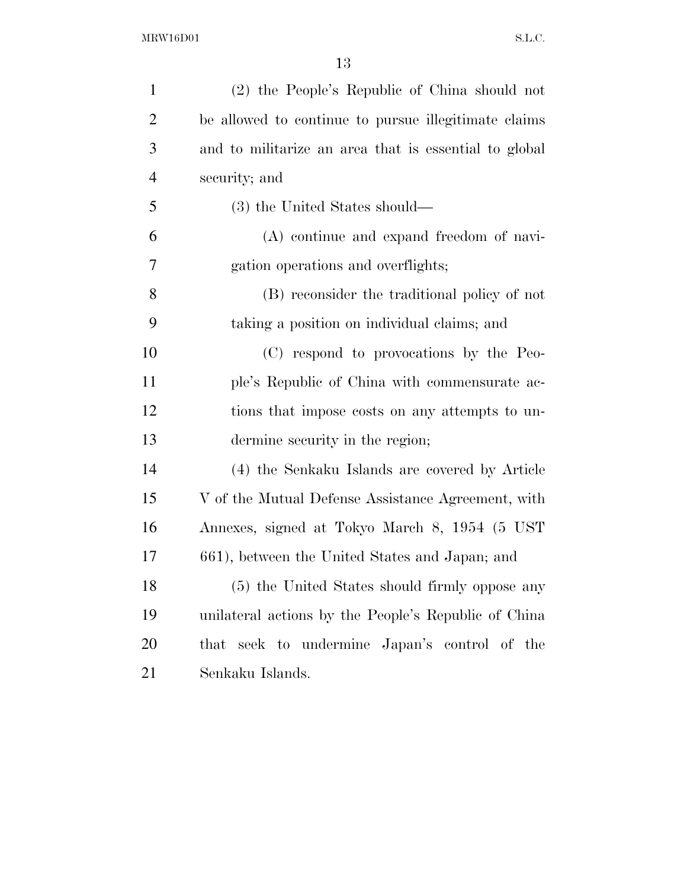(2) the People's Republic of China should not be allowed to continue to pursue illegitimate claims and to militarize an area that is essential to global security; and

(3) the United States should—

(A) continue and expand freedom of navigation operations and overflights;

(B) reconsider the traditional policy of not taking a position on individual claims; and

(C) respond to provocations by the People's Republic of China with commensurate actions that impose costs on any attempts to undermine security in the region;

(4) the Senkaku Islands are covered by Article V of the Mutual Defense Assistance Agreement, with Annexes, signed at Tokyo March 8, 1954 (5 UST 661), between the United States and Japan; and

(5) the United States should firmly oppose any unilateral actions by the People's Republic of China that seek to undermine Japan's control of the Senkaku Islands.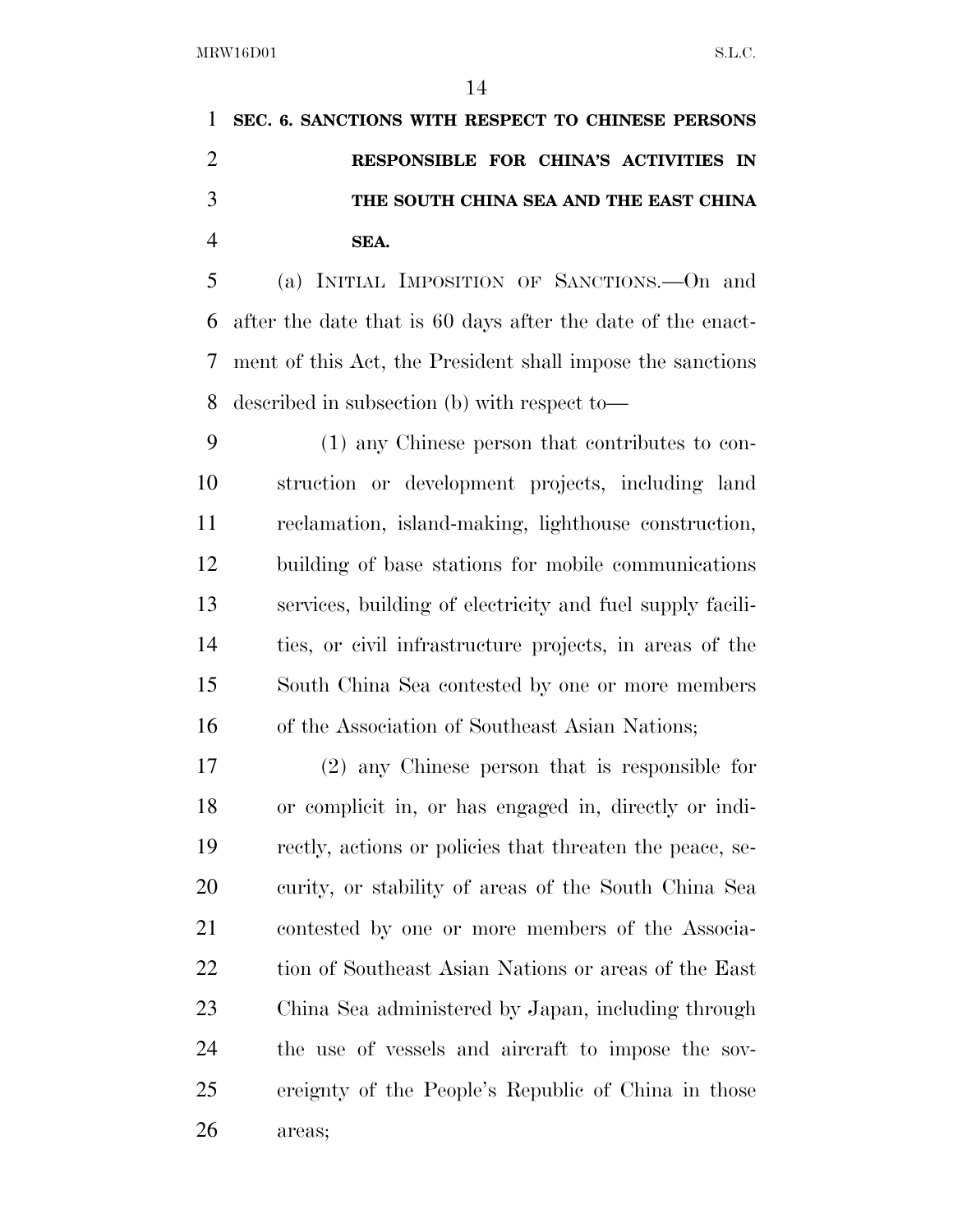## SEC. 6. SANCTIONS WITH RESPECT TO CHINESE PERSONS RESPONSIBLE FOR CHINA'S ACTIVITIES IN THE SOUTH CHINA SEA AND THE EAST CHINA SEA.

(a) INITIAL IMPOSITION OF SANCTIONS.—On and after the date that is 60 days after the date of the enactment of this Act, the President shall impose the sanctions described in subsection (b) with respect to—

(1) any Chinese person that contributes to construction or development projects, including land reclamation, island-making, lighthouse construction, building of base stations for mobile communications services, building of electricity and fuel supply facilities, or civil infrastructure projects, in areas of the South China Sea contested by one or more members of the Association of Southeast Asian Nations;

(2) any Chinese person that is responsible for or complicit in, or has engaged in, directly or indirectly, actions or policies that threaten the peace, security, or stability of areas of the South China Sea contested by one or more members of the Association of Southeast Asian Nations or areas of the East China Sea administered by Japan, including through the use of vessels and aircraft to impose the sovereignty of the People's Republic of China in those areas;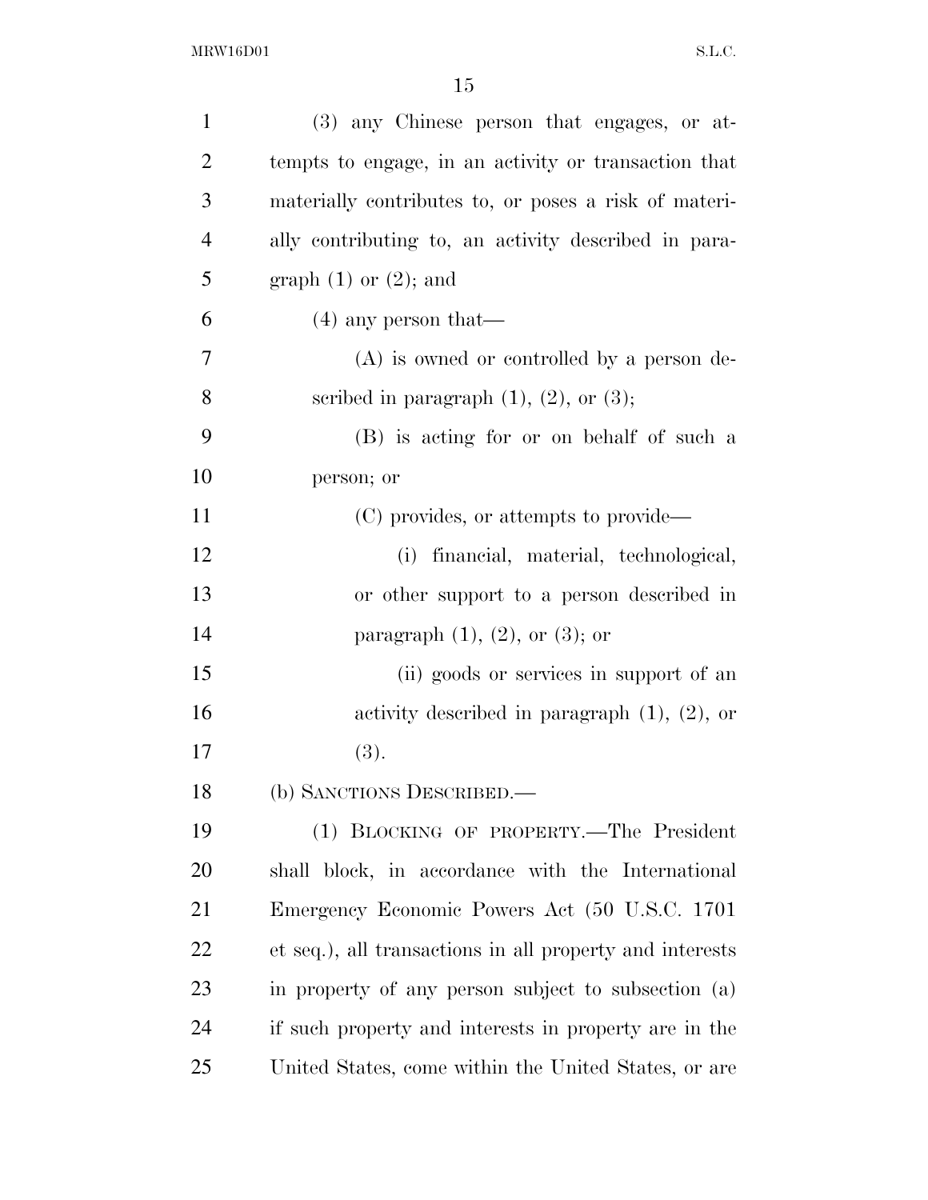(3) any Chinese person that engages, or attempts to engage, in an activity or transaction that materially contributes to, or poses a risk of materially contributing to, an activity described in paragraph (1) or (2); and

(4) any person that—

(A) is owned or controlled by a person described in paragraph (1), (2), or (3);

(B) is acting for or on behalf of such a person; or

(C) provides, or attempts to provide—

(i) financial, material, technological, or other support to a person described in paragraph (1), (2), or (3); or

(ii) goods or services in support of an activity described in paragraph (1), (2), or (3).

(b) SANCTIONS DESCRIBED.—

(1) BLOCKING OF PROPERTY.—The President shall block, in accordance with the International Emergency Economic Powers Act (50 U.S.C. 1701 et seq.), all transactions in all property and interests in property of any person subject to subsection (a) if such property and interests in property are in the United States, come within the United States, or are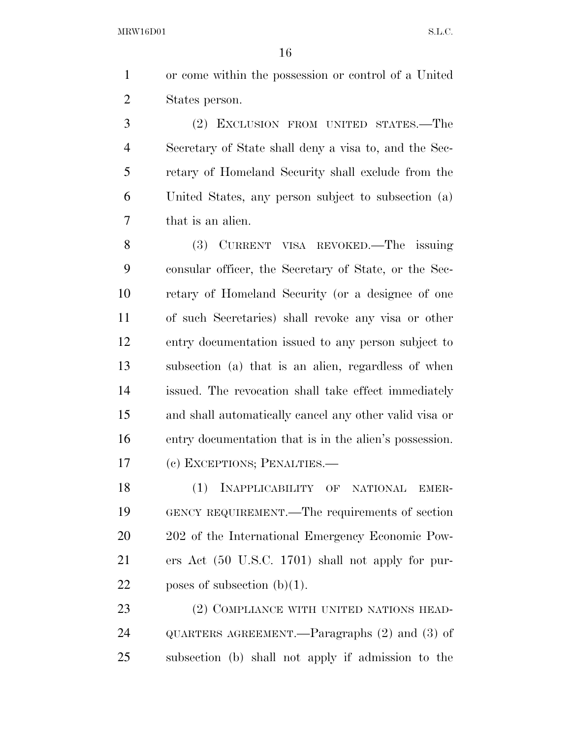or come within the possession or control of a United States person.

(2) EXCLUSION FROM UNITED STATES.—The Secretary of State shall deny a visa to, and the Secretary of Homeland Security shall exclude from the United States, any person subject to subsection (a) that is an alien.

(3) CURRENT VISA REVOKED.—The issuing consular officer, the Secretary of State, or the Secretary of Homeland Security (or a designee of one of such Secretaries) shall revoke any visa or other entry documentation issued to any person subject to subsection (a) that is an alien, regardless of when issued. The revocation shall take effect immediately and shall automatically cancel any other valid visa or entry documentation that is in the alien's possession.

(c) EXCEPTIONS; PENALTIES.—

(1) INAPPLICABILITY OF NATIONAL EMERGENCY REQUIREMENT.—The requirements of section 202 of the International Emergency Economic Powers Act (50 U.S.C. 1701) shall not apply for purposes of subsection (b)(1).

(2) COMPLIANCE WITH UNITED NATIONS HEADQUARTERS AGREEMENT.—Paragraphs (2) and (3) of subsection (b) shall not apply if admission to the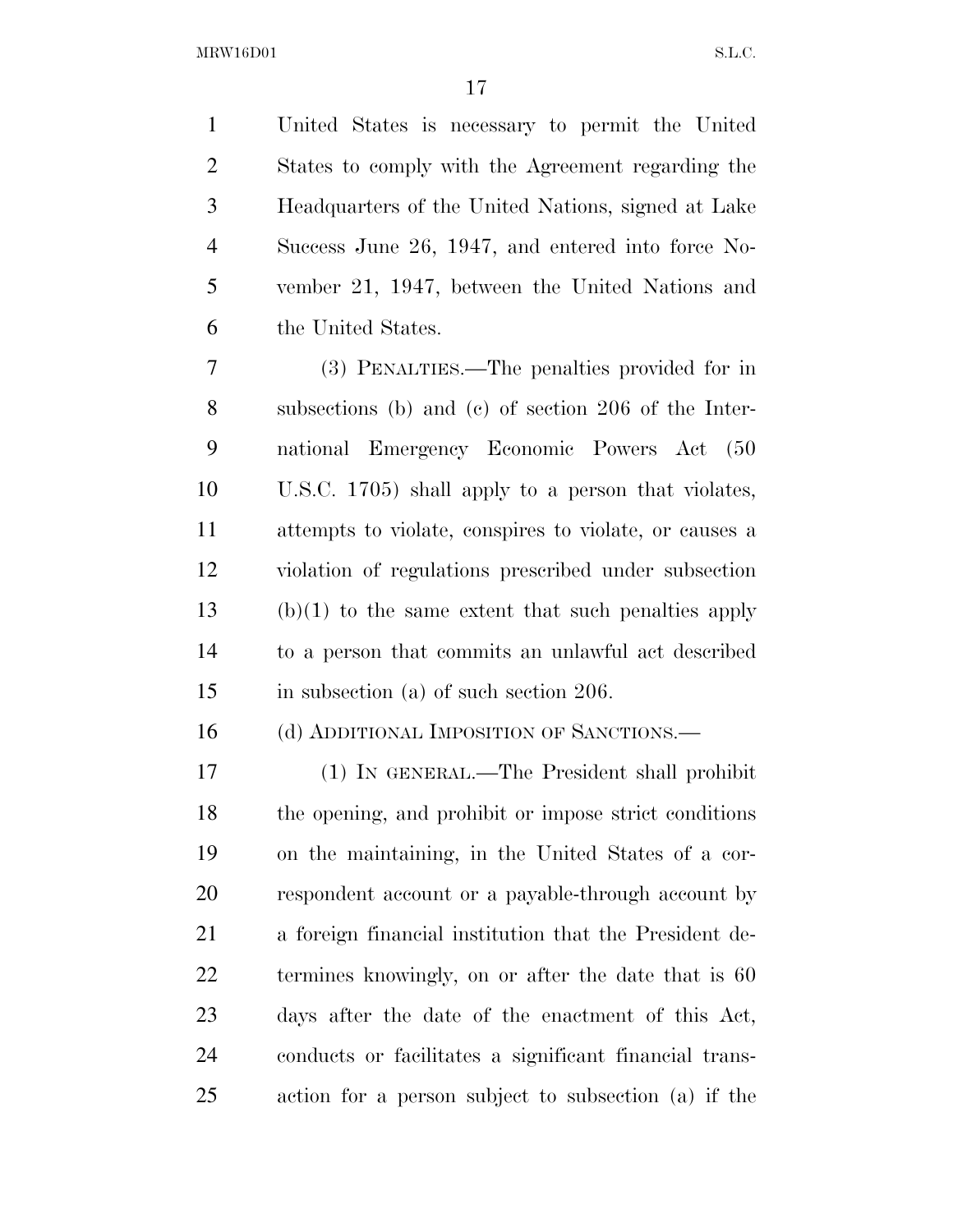United States is necessary to permit the United States to comply with the Agreement regarding the Headquarters of the United Nations, signed at Lake Success June 26, 1947, and entered into force November 21, 1947, between the United Nations and the United States.

(3) PENALTIES.—The penalties provided for in subsections (b) and (c) of section 206 of the International Emergency Economic Powers Act (50 U.S.C. 1705) shall apply to a person that violates, attempts to violate, conspires to violate, or causes a violation of regulations prescribed under subsection (b)(1) to the same extent that such penalties apply to a person that commits an unlawful act described in subsection (a) of such section 206.

(d) ADDITIONAL IMPOSITION OF SANCTIONS.—

(1) IN GENERAL.—The President shall prohibit the opening, and prohibit or impose strict conditions on the maintaining, in the United States of a correspondent account or a payable-through account by a foreign financial institution that the President determines knowingly, on or after the date that is 60 days after the date of the enactment of this Act, conducts or facilitates a significant financial transaction for a person subject to subsection (a) if the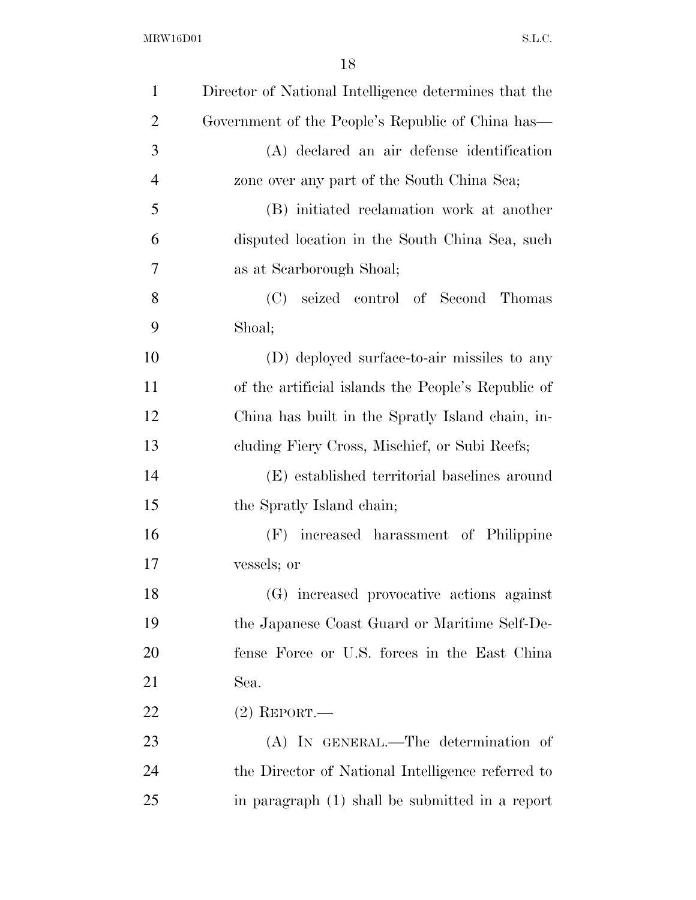Director of National Intelligence determines that the Government of the People's Republic of China has—

(A) declared an air defense identification zone over any part of the South China Sea;

(B) initiated reclamation work at another disputed location in the South China Sea, such as at Scarborough Shoal;

(C) seized control of Second Thomas Shoal;

(D) deployed surface-to-air missiles to any of the artificial islands the People's Republic of China has built in the Spratly Island chain, including Fiery Cross, Mischief, or Subi Reefs;

(E) established territorial baselines around the Spratly Island chain;

(F) increased harassment of Philippine vessels; or

(G) increased provocative actions against the Japanese Coast Guard or Maritime Self-Defense Force or U.S. forces in the East China Sea.

(2) REPORT.—

(A) IN GENERAL.—The determination of the Director of National Intelligence referred to in paragraph (1) shall be submitted in a report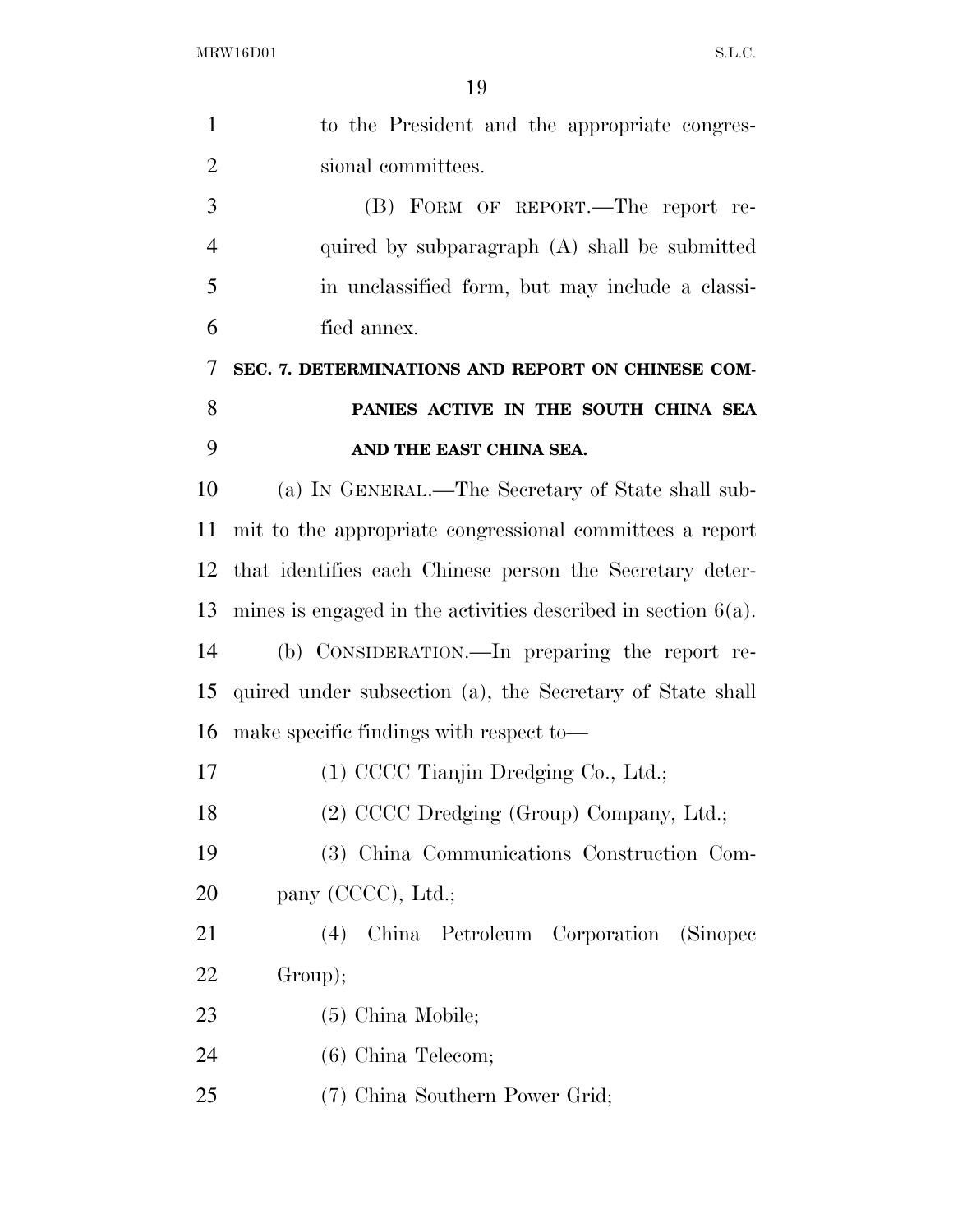to the President and the appropriate congressional committees.

(B) FORM OF REPORT.—The report required by subparagraph (A) shall be submitted in unclassified form, but may include a classified annex.

## SEC. 7. DETERMINATIONS AND REPORT ON CHINESE COMPANIES ACTIVE IN THE SOUTH CHINA SEA AND THE EAST CHINA SEA.

(a) IN GENERAL.—The Secretary of State shall submit to the appropriate congressional committees a report that identifies each Chinese person the Secretary determines is engaged in the activities described in section 6(a).

(b) CONSIDERATION.—In preparing the report required under subsection (a), the Secretary of State shall make specific findings with respect to—

(1) CCCC Tianjin Dredging Co., Ltd.;

(2) CCCC Dredging (Group) Company, Ltd.;

(3) China Communications Construction Company (CCCC), Ltd.;

(4) China Petroleum Corporation (Sinopec Group);

(5) China Mobile;

(6) China Telecom;

(7) China Southern Power Grid;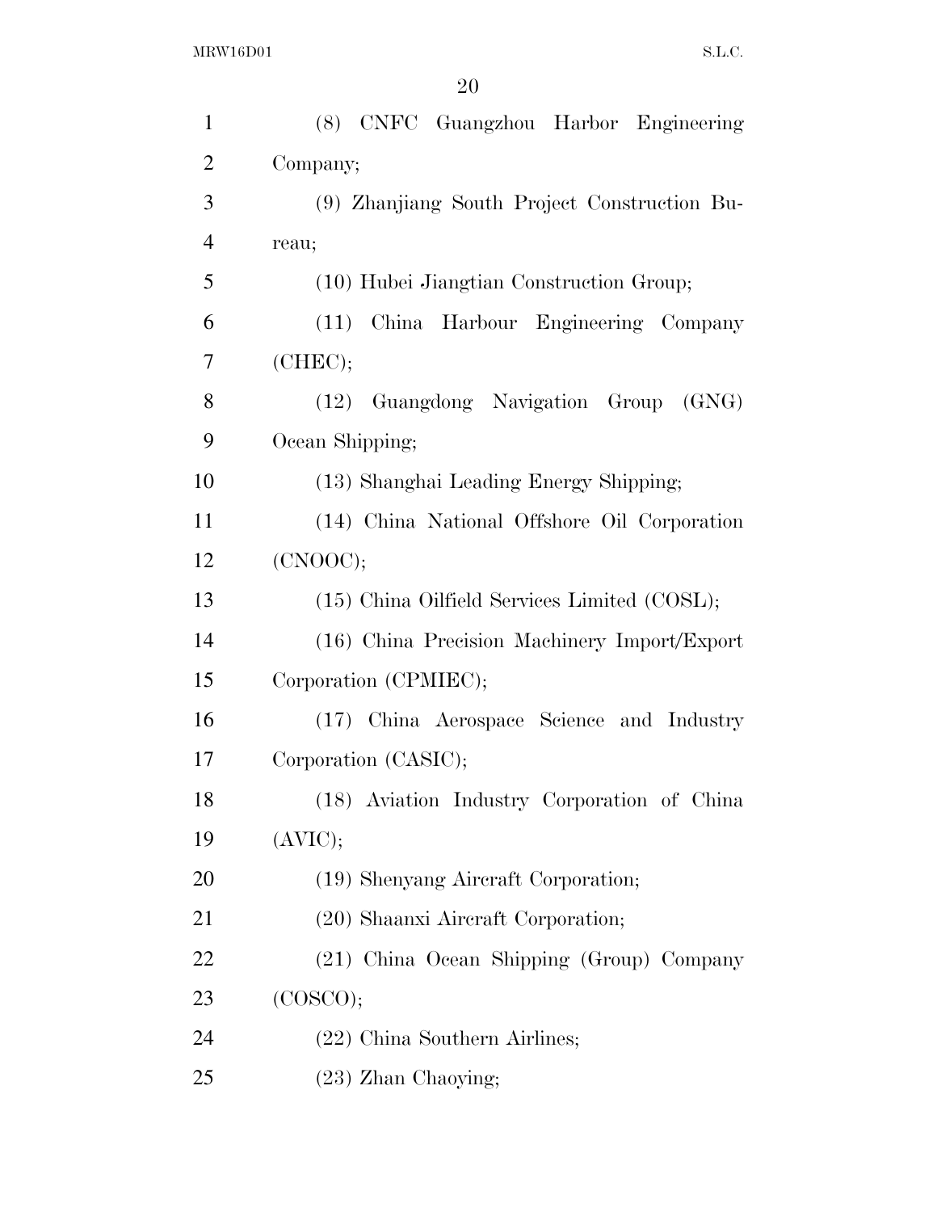(8) CNFC Guangzhou Harbor Engineering Company;

(9) Zhanjiang South Project Construction Bureau;

(10) Hubei Jiangtian Construction Group;

(11) China Harbour Engineering Company (CHEC);

(12) Guangdong Navigation Group (GNG) Ocean Shipping;

(13) Shanghai Leading Energy Shipping;

(14) China National Offshore Oil Corporation (CNOOC);

(15) China Oilfield Services Limited (COSL);

(16) China Precision Machinery Import/Export Corporation (CPMIEC);

(17) China Aerospace Science and Industry Corporation (CASIC);

(18) Aviation Industry Corporation of China (AVIC);

(19) Shenyang Aircraft Corporation;

(20) Shaanxi Aircraft Corporation;

(21) China Ocean Shipping (Group) Company (COSCO);

(22) China Southern Airlines;

(23) Zhan Chaoying;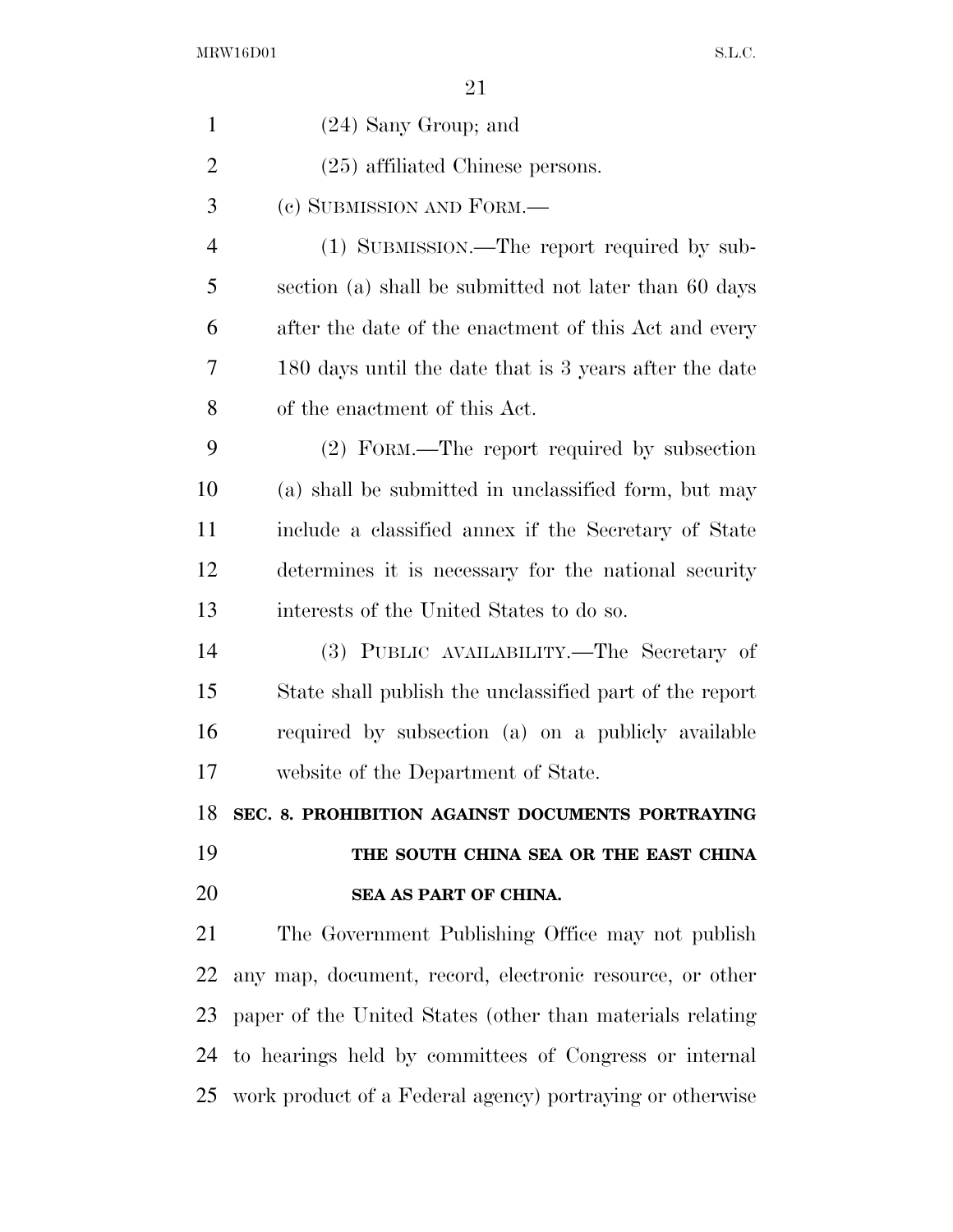(24) Sany Group; and

(25) affiliated Chinese persons.

(c) SUBMISSION AND FORM.—

(1) SUBMISSION.—The report required by subsection (a) shall be submitted not later than 60 days after the date of the enactment of this Act and every 180 days until the date that is 3 years after the date of the enactment of this Act.

(2) FORM.—The report required by subsection (a) shall be submitted in unclassified form, but may include a classified annex if the Secretary of State determines it is necessary for the national security interests of the United States to do so.

(3) PUBLIC AVAILABILITY.—The Secretary of State shall publish the unclassified part of the report required by subsection (a) on a publicly available website of the Department of State.

**SEC. 8. PROHIBITION AGAINST DOCUMENTS PORTRAYING THE SOUTH CHINA SEA OR THE EAST CHINA SEA AS PART OF CHINA.**

The Government Publishing Office may not publish any map, document, record, electronic resource, or other paper of the United States (other than materials relating to hearings held by committees of Congress or internal work product of a Federal agency) portraying or otherwise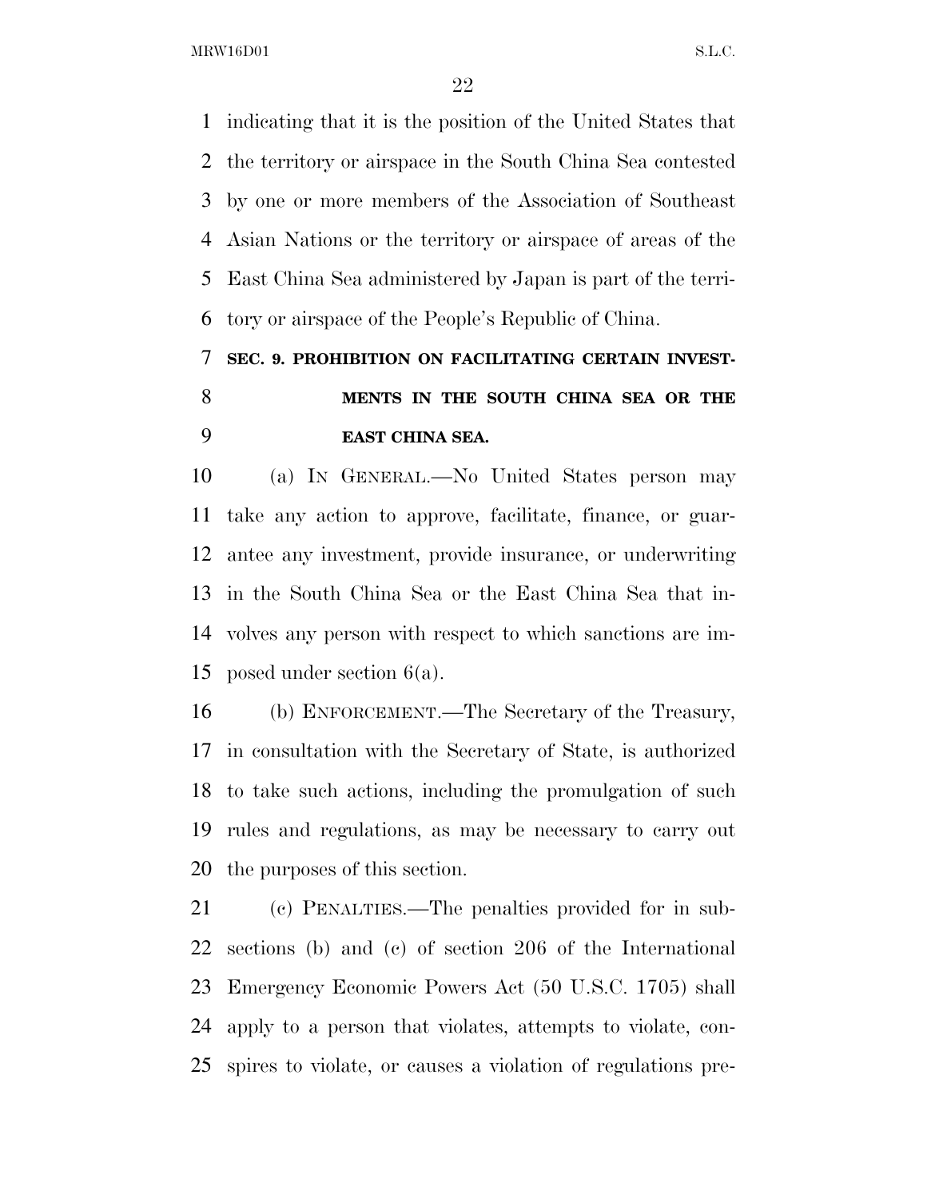indicating that it is the position of the United States that the territory or airspace in the South China Sea contested by one or more members of the Association of Southeast Asian Nations or the territory or airspace of areas of the East China Sea administered by Japan is part of the territory or airspace of the People's Republic of China.

## SEC. 9. PROHIBITION ON FACILITATING CERTAIN INVESTMENTS IN THE SOUTH CHINA SEA OR THE EAST CHINA SEA.

(a) IN GENERAL.—No United States person may take any action to approve, facilitate, finance, or guarantee any investment, provide insurance, or underwriting in the South China Sea or the East China Sea that involves any person with respect to which sanctions are imposed under section 6(a).

(b) ENFORCEMENT.—The Secretary of the Treasury, in consultation with the Secretary of State, is authorized to take such actions, including the promulgation of such rules and regulations, as may be necessary to carry out the purposes of this section.

(c) PENALTIES.—The penalties provided for in subsections (b) and (c) of section 206 of the International Emergency Economic Powers Act (50 U.S.C. 1705) shall apply to a person that violates, attempts to violate, conspires to violate, or causes a violation of regulations pre-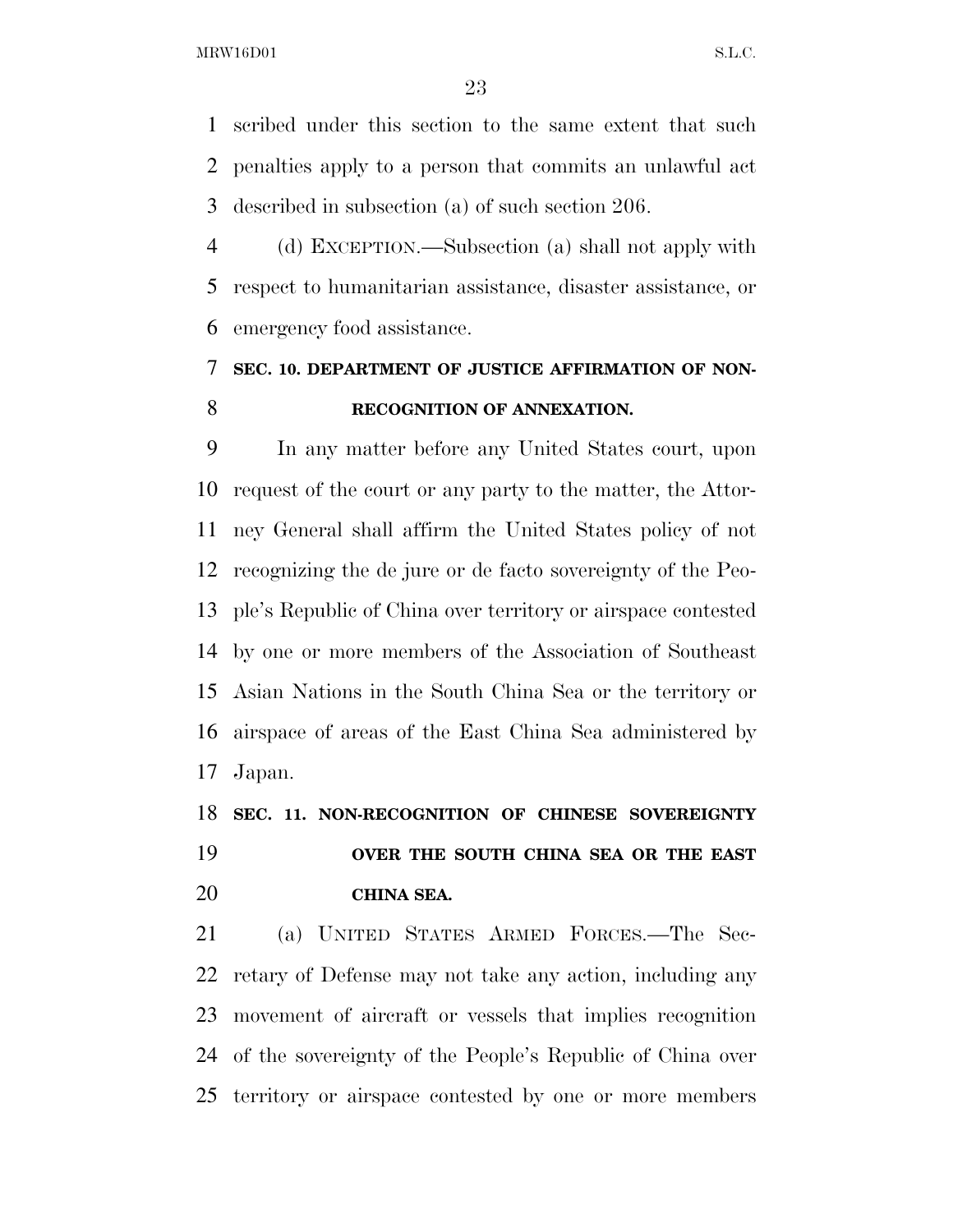scribed under this section to the same extent that such penalties apply to a person that commits an unlawful act described in subsection (a) of such section 206.

(d) EXCEPTION.—Subsection (a) shall not apply with respect to humanitarian assistance, disaster assistance, or emergency food assistance.

## SEC. 10. DEPARTMENT OF JUSTICE AFFIRMATION OF NON-RECOGNITION OF ANNEXATION.

In any matter before any United States court, upon request of the court or any party to the matter, the Attorney General shall affirm the United States policy of not recognizing the de jure or de facto sovereignty of the People's Republic of China over territory or airspace contested by one or more members of the Association of Southeast Asian Nations in the South China Sea or the territory or airspace of areas of the East China Sea administered by Japan.

## SEC. 11. NON-RECOGNITION OF CHINESE SOVEREIGNTY OVER THE SOUTH CHINA SEA OR THE EAST CHINA SEA.

(a) UNITED STATES ARMED FORCES.—The Secretary of Defense may not take any action, including any movement of aircraft or vessels that implies recognition of the sovereignty of the People's Republic of China over territory or airspace contested by one or more members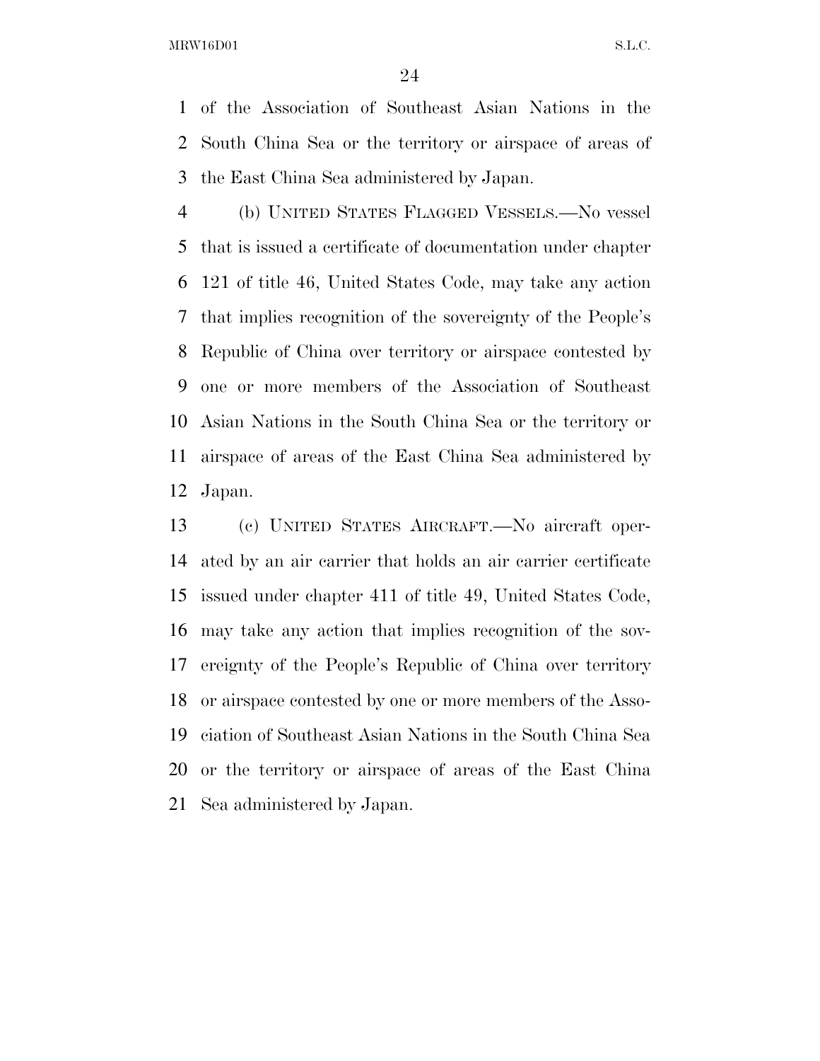of the Association of Southeast Asian Nations in the South China Sea or the territory or airspace of areas of the East China Sea administered by Japan.

(b) UNITED STATES FLAGGED VESSELS.—No vessel that is issued a certificate of documentation under chapter 121 of title 46, United States Code, may take any action that implies recognition of the sovereignty of the People's Republic of China over territory or airspace contested by one or more members of the Association of Southeast Asian Nations in the South China Sea or the territory or airspace of areas of the East China Sea administered by Japan.

(c) UNITED STATES AIRCRAFT.—No aircraft operated by an air carrier that holds an air carrier certificate issued under chapter 411 of title 49, United States Code, may take any action that implies recognition of the sovereignty of the People's Republic of China over territory or airspace contested by one or more members of the Association of Southeast Asian Nations in the South China Sea or the territory or airspace of areas of the East China Sea administered by Japan.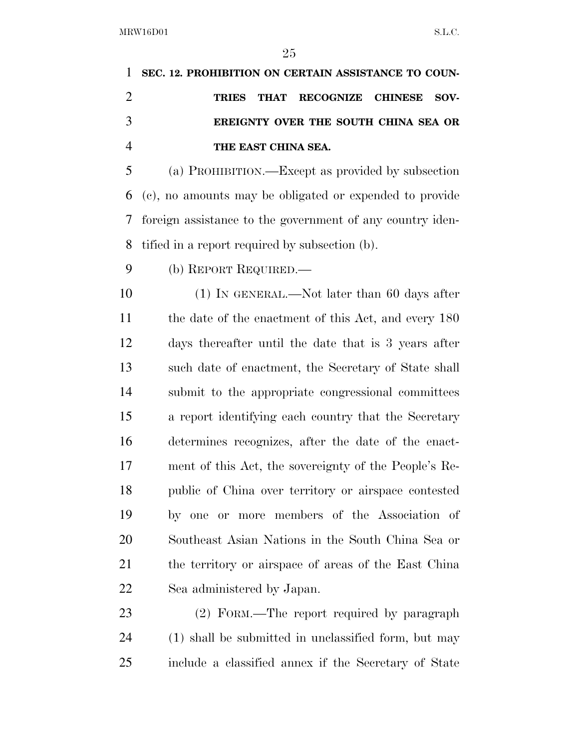**SEC. 12. PROHIBITION ON CERTAIN ASSISTANCE TO COUNTRIES THAT RECOGNIZE CHINESE SOVEREIGNTY OVER THE SOUTH CHINA SEA OR THE EAST CHINA SEA.**

(a) PROHIBITION.—Except as provided by subsection (c), no amounts may be obligated or expended to provide foreign assistance to the government of any country identified in a report required by subsection (b).

(b) REPORT REQUIRED.—

(1) IN GENERAL.—Not later than 60 days after the date of the enactment of this Act, and every 180 days thereafter until the date that is 3 years after such date of enactment, the Secretary of State shall submit to the appropriate congressional committees a report identifying each country that the Secretary determines recognizes, after the date of the enactment of this Act, the sovereignty of the People's Republic of China over territory or airspace contested by one or more members of the Association of Southeast Asian Nations in the South China Sea or the territory or airspace of areas of the East China Sea administered by Japan.

(2) FORM.—The report required by paragraph (1) shall be submitted in unclassified form, but may include a classified annex if the Secretary of State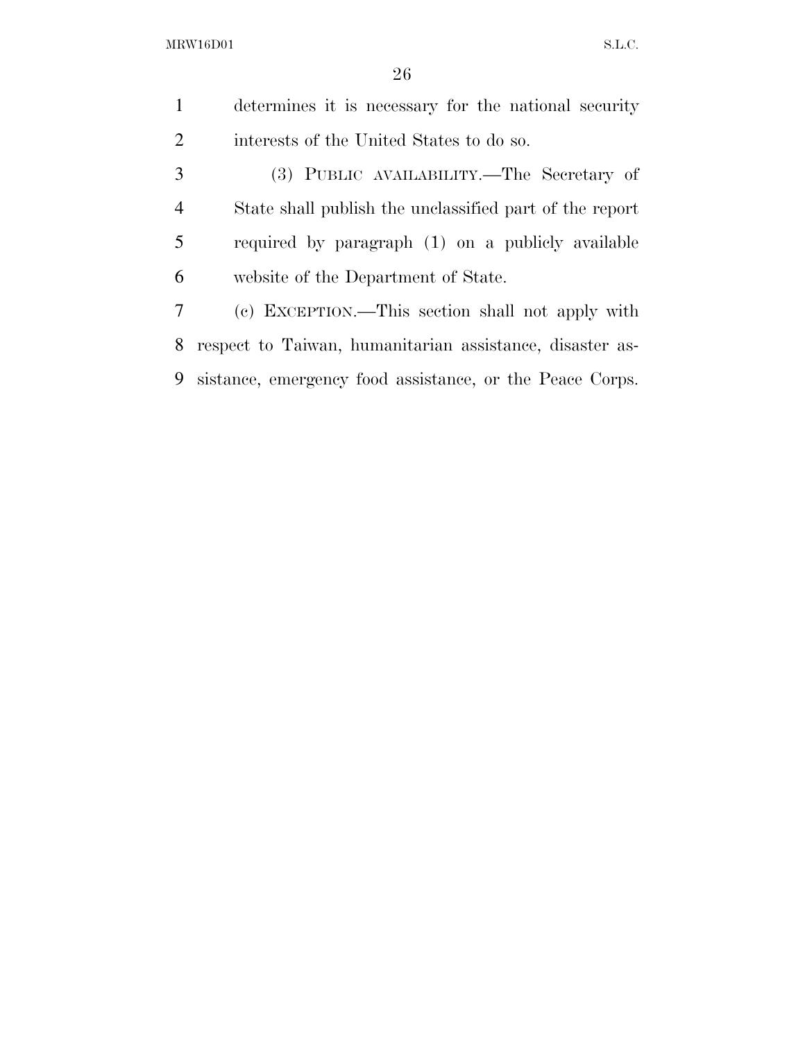determines it is necessary for the national security interests of the United States to do so.

(3) PUBLIC AVAILABILITY.—The Secretary of State shall publish the unclassified part of the report required by paragraph (1) on a publicly available website of the Department of State.

(c) EXCEPTION.—This section shall not apply with respect to Taiwan, humanitarian assistance, disaster assistance, emergency food assistance, or the Peace Corps.